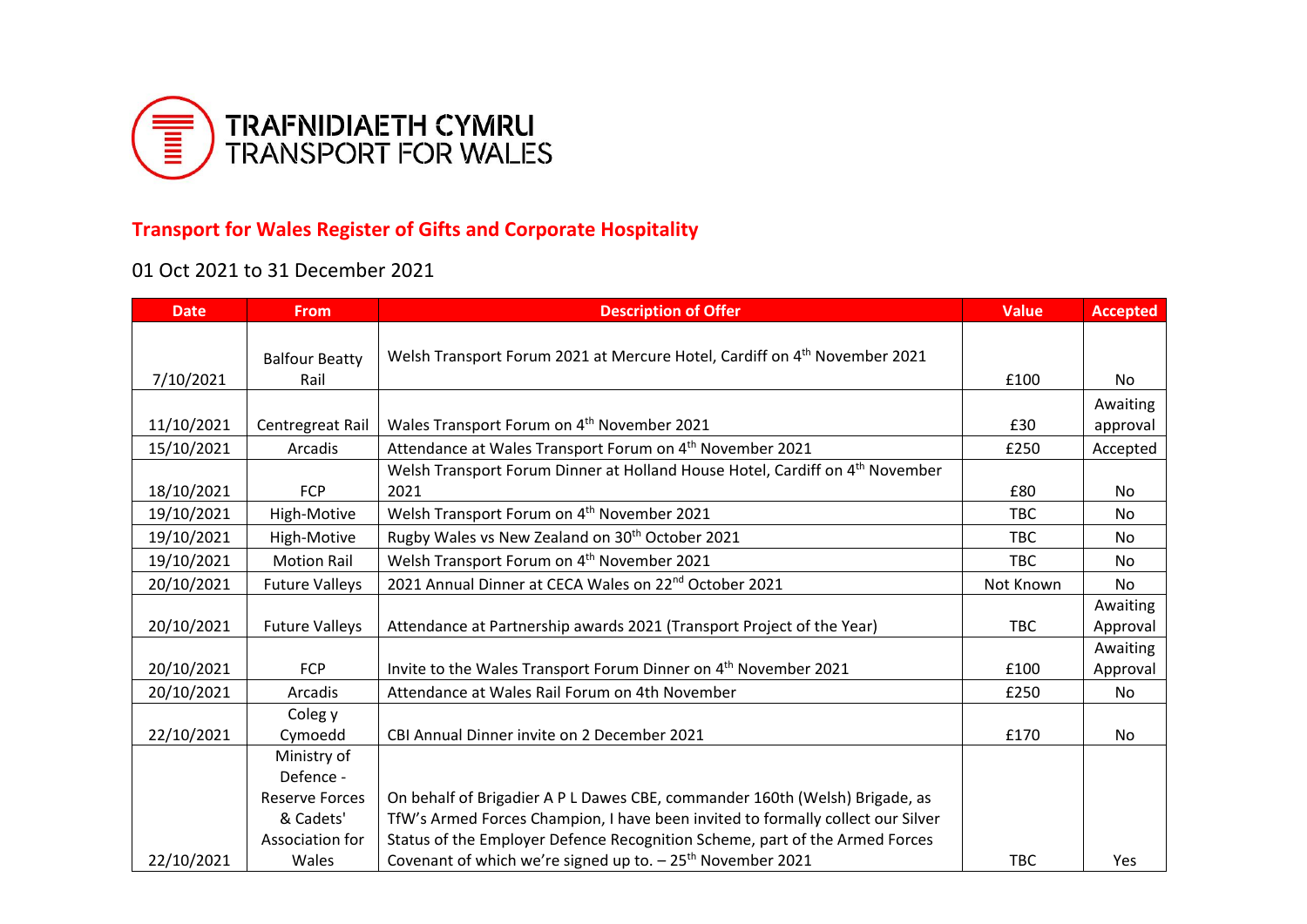# TRAFNIDIAETH CYMRU
# TRANSPORT FOR WALES

## Transport for Wales Register of Gifts and Corporate Hospitality

01 Oct 2021 to 31 December 2021

| Date | From | Description of Offer | Value | Accepted |
|---|---|---|---|---|
| 7/10/2021 | Balfour Beatty Rail | Welsh Transport Forum 2021 at Mercure Hotel, Cardiff on 4th November 2021 | £100 | No |
| 11/10/2021 | Centregreat Rail | Wales Transport Forum on 4th November 2021 | £30 | Awaiting approval |
| 15/10/2021 | Arcadis | Attendance at Wales Transport Forum on 4th November 2021 | £250 | Accepted |
| 18/10/2021 | FCP | Welsh Transport Forum Dinner at Holland House Hotel, Cardiff on 4th November 2021 | £80 | No |
| 19/10/2021 | High-Motive | Welsh Transport Forum on 4th November 2021 | TBC | No |
| 19/10/2021 | High-Motive | Rugby Wales vs New Zealand on 30th October 2021 | TBC | No |
| 19/10/2021 | Motion Rail | Welsh Transport Forum on 4th November 2021 | TBC | No |
| 20/10/2021 | Future Valleys | 2021 Annual Dinner at CECA Wales on 22nd October 2021 | Not Known | No |
| 20/10/2021 | Future Valleys | Attendance at Partnership awards 2021 (Transport Project of the Year) | TBC | Awaiting Approval |
| 20/10/2021 | FCP | Invite to the Wales Transport Forum Dinner on 4th November 2021 | £100 | Awaiting Approval |
| 20/10/2021 | Arcadis | Attendance at Wales Rail Forum on 4th November | £250 | No |
| 22/10/2021 | Coleg y Cymoedd | CBI Annual Dinner invite on 2 December 2021 | £170 | No |
| 22/10/2021 | Ministry of Defence - Reserve Forces & Cadets' Association for Wales | On behalf of Brigadier A P L Dawes CBE, commander 160th (Welsh) Brigade, as TfW's Armed Forces Champion, I have been invited to formally collect our Silver Status of the Employer Defence Recognition Scheme, part of the Armed Forces Covenant of which we're signed up to. – 25th November 2021 | TBC | Yes |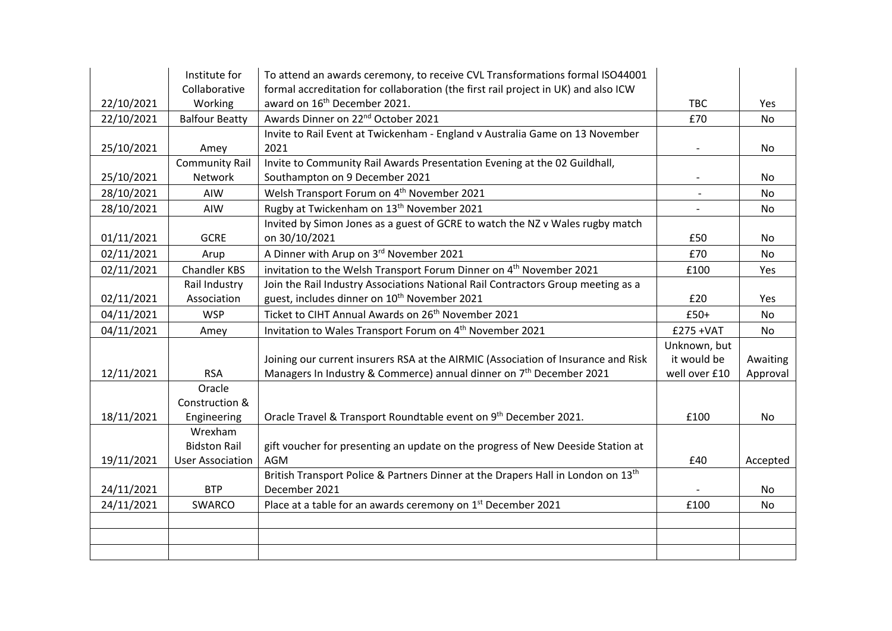| | | | | |
|---|---|---|---|---|
| 22/10/2021 | Institute for Collaborative Working | To attend an awards ceremony, to receive CVL Transformations formal ISO44001 formal accreditation for collaboration (the first rail project in UK) and also ICW award on 16th December 2021. | TBC | Yes |
| 22/10/2021 | Balfour Beatty | Awards Dinner on 22nd October 2021 | £70 | No |
| 25/10/2021 | Amey | Invite to Rail Event at Twickenham - England v Australia Game on 13 November 2021 | - | No |
| 25/10/2021 | Community Rail Network | Invite to Community Rail Awards Presentation Evening at the 02 Guildhall, Southampton on 9 December 2021 | - | No |
| 28/10/2021 | AIW | Welsh Transport Forum on 4th November 2021 | - | No |
| 28/10/2021 | AIW | Rugby at Twickenham on 13th November 2021 | - | No |
| 01/11/2021 | GCRE | Invited by Simon Jones as a guest of GCRE to watch the NZ v Wales rugby match on 30/10/2021 | £50 | No |
| 02/11/2021 | Arup | A Dinner with Arup on 3rd November 2021 | £70 | No |
| 02/11/2021 | Chandler KBS | invitation to the Welsh Transport Forum Dinner on 4th November 2021 | £100 | Yes |
| 02/11/2021 | Rail Industry Association | Join the Rail Industry Associations National Rail Contractors Group meeting as a guest, includes dinner on 10th November 2021 | £20 | Yes |
| 04/11/2021 | WSP | Ticket to CIHT Annual Awards on 26th November 2021 | £50+ | No |
| 04/11/2021 | Amey | Invitation to Wales Transport Forum on 4th November 2021 | £275 +VAT | No |
| 12/11/2021 | RSA | Joining our current insurers RSA at the AIRMIC (Association of Insurance and Risk Managers In Industry & Commerce) annual dinner on 7th December 2021 | Unknown, but it would be well over £10 | Awaiting Approval |
| 18/11/2021 | Oracle Construction & Engineering | Oracle Travel & Transport Roundtable event on 9th December 2021. | £100 | No |
| 19/11/2021 | Wrexham Bidston Rail User Association | gift voucher for presenting an update on the progress of New Deeside Station at AGM | £40 | Accepted |
| 24/11/2021 | BTP | British Transport Police & Partners Dinner at the Drapers Hall in London on 13th December 2021 | - | No |
| 24/11/2021 | SWARCO | Place at a table for an awards ceremony on 1st December 2021 | £100 | No |
| | | | | |
| | | | | |
| | | | | |